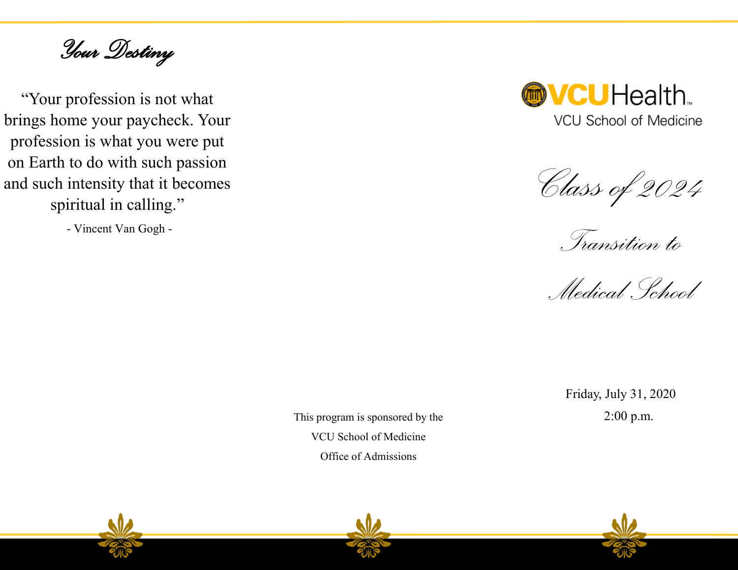## Your Destiny

"Your profession is not what brings home your paycheck. Your profession is what you were put on Earth to do with such passion and such intensity that it becomes spiritual in calling."

- Vincent Van Gogh -

This program is sponsored by the

VCU School of Medicine

Office of Admissions

VCUHealth™

VCU School of Medicine

# Class of 2024

# Transition to Medical School

Friday, July 31, 2020

2:00 p.m.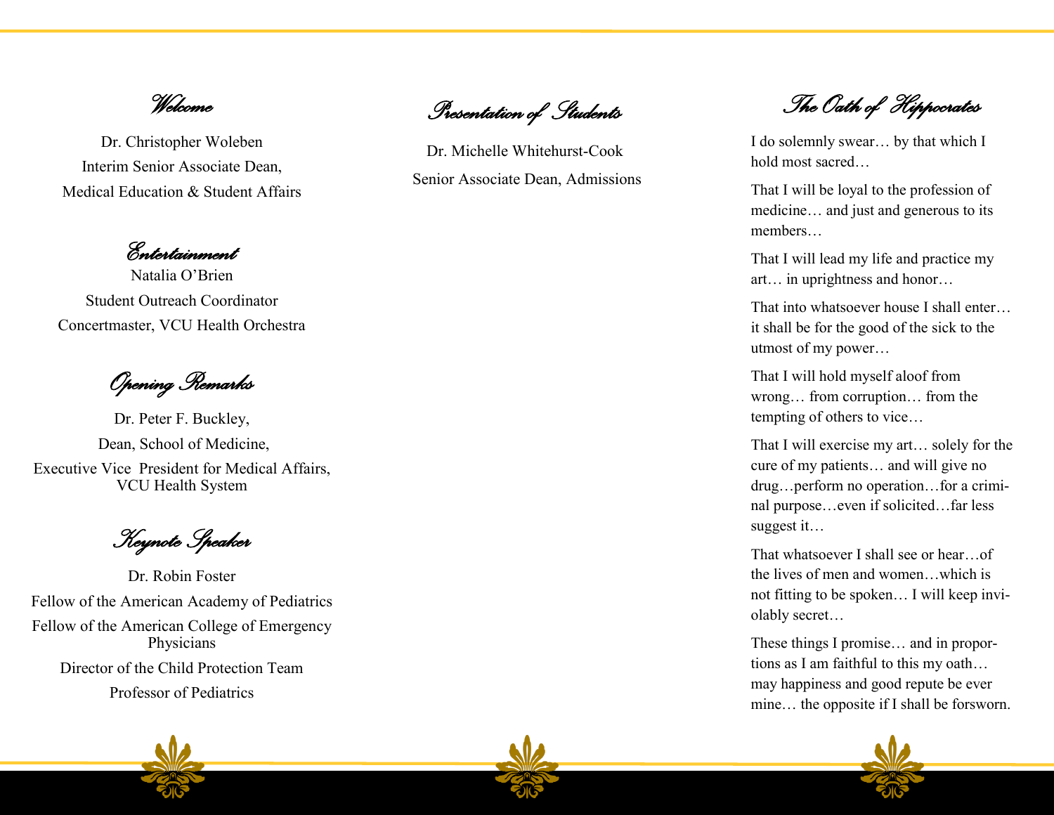## Welcome

Dr. Christopher Woleben

Interim Senior Associate Dean,

Medical Education & Student Affairs

## Entertainment

Natalia O'Brien

Student Outreach Coordinator

Concertmaster, VCU Health Orchestra

## Opening Remarks

Dr. Peter F. Buckley,

Dean, School of Medicine,

Executive Vice President for Medical Affairs, VCU Health System

## Keynote Speaker

Dr. Robin Foster

Fellow of the American Academy of Pediatrics

Fellow of the American College of Emergency Physicians

Director of the Child Protection Team

Professor of Pediatrics

## Presentation of Students

Dr. Michelle Whitehurst-Cook

Senior Associate Dean, Admissions

## The Oath of Hippocrates

I do solemnly swear… by that which I hold most sacred…

That I will be loyal to the profession of medicine… and just and generous to its members…

That I will lead my life and practice my art… in uprightness and honor…

That into whatsoever house I shall enter… it shall be for the good of the sick to the utmost of my power…

That I will hold myself aloof from wrong… from corruption… from the tempting of others to vice…

That I will exercise my art… solely for the cure of my patients… and will give no drug…perform no operation…for a criminal purpose…even if solicited…far less suggest it…

That whatsoever I shall see or hear…of the lives of men and women…which is not fitting to be spoken… I will keep inviolably secret…

These things I promise… and in proportions as I am faithful to this my oath… may happiness and good repute be ever mine… the opposite if I shall be forsworn.